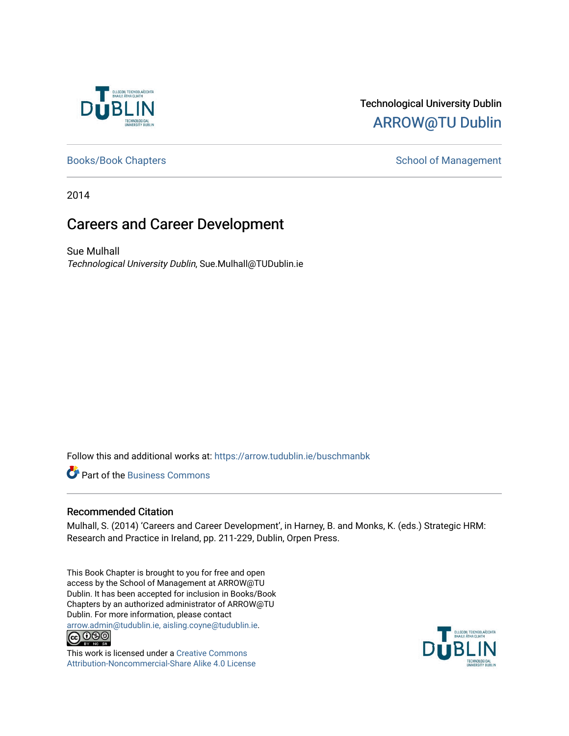Technological University Dublin

ARROW@TU Dublin

Books/Book Chapters

School of Management

2014

# Careers and Career Development

Sue Mulhall

*Technological University Dublin*, Sue.Mulhall@TUDublin.ie

Follow this and additional works at: https://arrow.tudublin.ie/buschmanbk

Part of the Business Commons

## Recommended Citation

Mulhall, S. (2014) 'Careers and Career Development', in Harney, B. and Monks, K. (eds.) Strategic HRM: Research and Practice in Ireland, pp. 211-229, Dublin, Orpen Press.

This Book Chapter is brought to you for free and open access by the School of Management at ARROW@TU Dublin. It has been accepted for inclusion in Books/Book Chapters by an authorized administrator of ARROW@TU Dublin. For more information, please contact arrow.admin@tudublin.ie, aisling.coyne@tudublin.ie.

This work is licensed under a Creative Commons Attribution-Noncommercial-Share Alike 4.0 License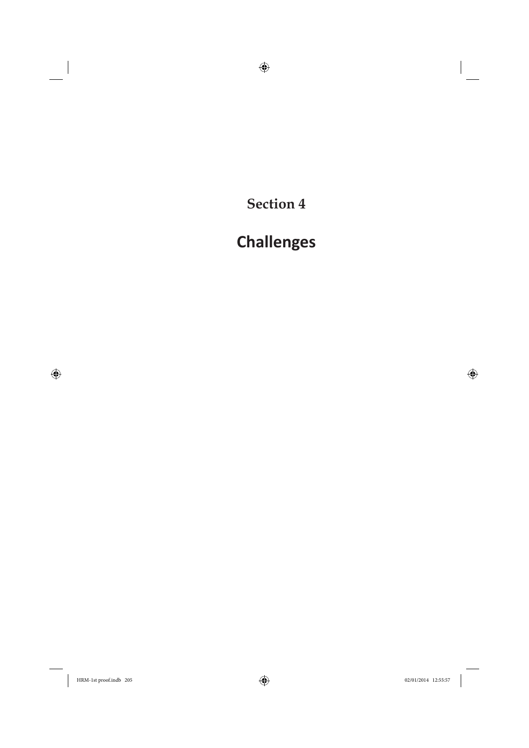## Section 4

# Challenges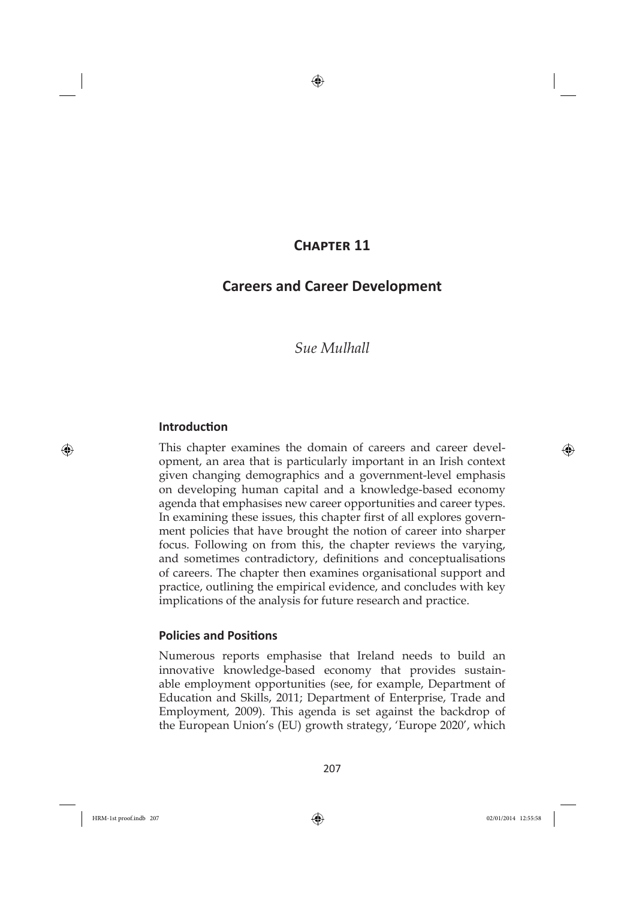# Chapter 11

## Careers and Career Development

*Sue Mulhall*

### Introduction

This chapter examines the domain of careers and career development, an area that is particularly important in an Irish context given changing demographics and a government-level emphasis on developing human capital and a knowledge-based economy agenda that emphasises new career opportunities and career types. In examining these issues, this chapter first of all explores government policies that have brought the notion of career into sharper focus. Following on from this, the chapter reviews the varying, and sometimes contradictory, definitions and conceptualisations of careers. The chapter then examines organisational support and practice, outlining the empirical evidence, and concludes with key implications of the analysis for future research and practice.

### Policies and Positions

Numerous reports emphasise that Ireland needs to build an innovative knowledge-based economy that provides sustainable employment opportunities (see, for example, Department of Education and Skills, 2011; Department of Enterprise, Trade and Employment, 2009). This agenda is set against the backdrop of the European Union's (EU) growth strategy, 'Europe 2020', which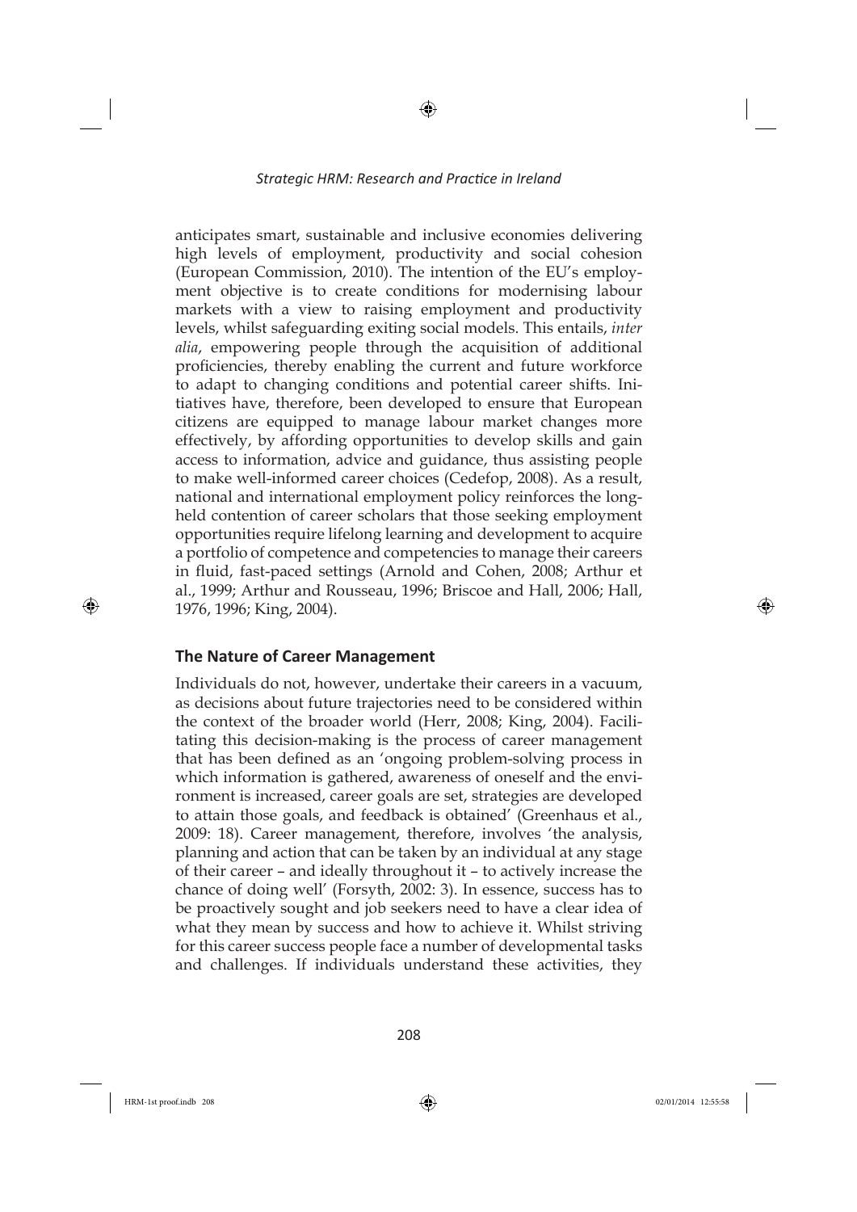anticipates smart, sustainable and inclusive economies delivering high levels of employment, productivity and social cohesion (European Commission, 2010). The intention of the EU's employment objective is to create conditions for modernising labour markets with a view to raising employment and productivity levels, whilst safeguarding exiting social models. This entails, *inter alia*, empowering people through the acquisition of additional proficiencies, thereby enabling the current and future workforce to adapt to changing conditions and potential career shifts. Initiatives have, therefore, been developed to ensure that European citizens are equipped to manage labour market changes more effectively, by affording opportunities to develop skills and gain access to information, advice and guidance, thus assisting people to make well-informed career choices (Cedefop, 2008). As a result, national and international employment policy reinforces the long-held contention of career scholars that those seeking employment opportunities require lifelong learning and development to acquire a portfolio of competence and competencies to manage their careers in fluid, fast-paced settings (Arnold and Cohen, 2008; Arthur et al., 1999; Arthur and Rousseau, 1996; Briscoe and Hall, 2006; Hall, 1976, 1996; King, 2004).

## The Nature of Career Management

Individuals do not, however, undertake their careers in a vacuum, as decisions about future trajectories need to be considered within the context of the broader world (Herr, 2008; King, 2004). Facilitating this decision-making is the process of career management that has been defined as an 'ongoing problem-solving process in which information is gathered, awareness of oneself and the environment is increased, career goals are set, strategies are developed to attain those goals, and feedback is obtained' (Greenhaus et al., 2009: 18). Career management, therefore, involves 'the analysis, planning and action that can be taken by an individual at any stage of their career – and ideally throughout it – to actively increase the chance of doing well' (Forsyth, 2002: 3). In essence, success has to be proactively sought and job seekers need to have a clear idea of what they mean by success and how to achieve it. Whilst striving for this career success people face a number of developmental tasks and challenges. If individuals understand these activities, they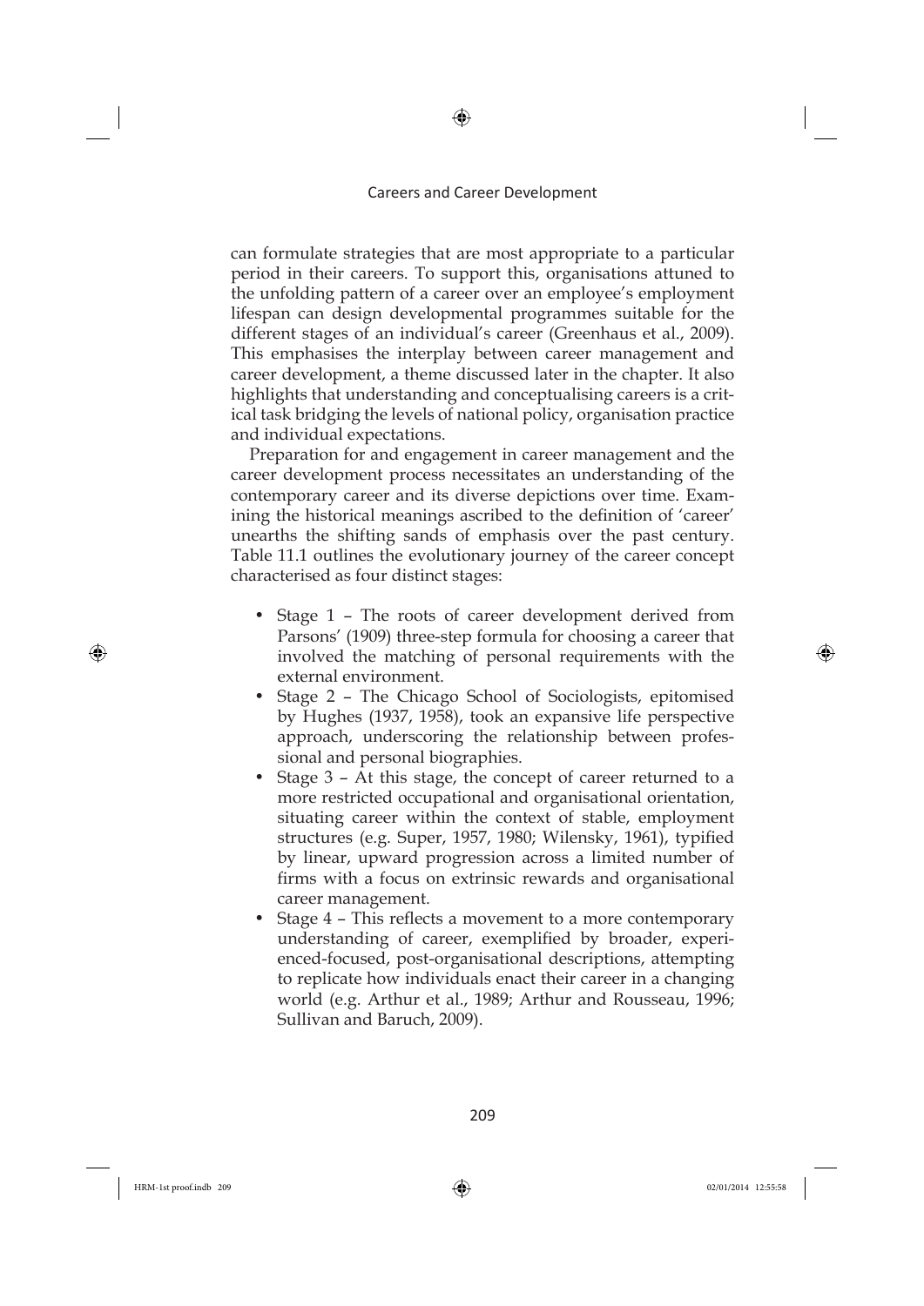can formulate strategies that are most appropriate to a particular period in their careers. To support this, organisations attuned to the unfolding pattern of a career over an employee's employment lifespan can design developmental programmes suitable for the different stages of an individual's career (Greenhaus et al., 2009). This emphasises the interplay between career management and career development, a theme discussed later in the chapter. It also highlights that understanding and conceptualising careers is a critical task bridging the levels of national policy, organisation practice and individual expectations.

Preparation for and engagement in career management and the career development process necessitates an understanding of the contemporary career and its diverse depictions over time. Examining the historical meanings ascribed to the definition of 'career' unearths the shifting sands of emphasis over the past century. Table 11.1 outlines the evolutionary journey of the career concept characterised as four distinct stages:

- Stage 1 – The roots of career development derived from Parsons' (1909) three-step formula for choosing a career that involved the matching of personal requirements with the external environment.
- Stage 2 – The Chicago School of Sociologists, epitomised by Hughes (1937, 1958), took an expansive life perspective approach, underscoring the relationship between professional and personal biographies.
- Stage 3 – At this stage, the concept of career returned to a more restricted occupational and organisational orientation, situating career within the context of stable, employment structures (e.g. Super, 1957, 1980; Wilensky, 1961), typified by linear, upward progression across a limited number of firms with a focus on extrinsic rewards and organisational career management.
- Stage 4 – This reflects a movement to a more contemporary understanding of career, exemplified by broader, experienced-focused, post-organisational descriptions, attempting to replicate how individuals enact their career in a changing world (e.g. Arthur et al., 1989; Arthur and Rousseau, 1996; Sullivan and Baruch, 2009).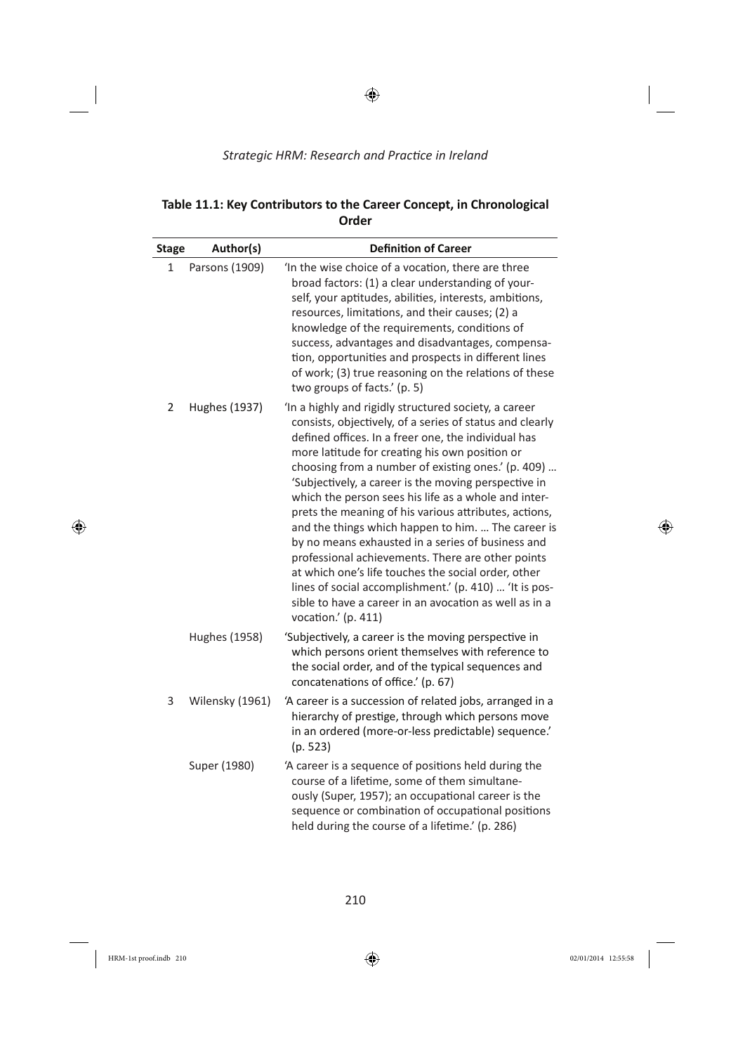**Table 11.1: Key Contributors to the Career Concept, in Chronological Order**

| Stage | Author(s) | Definition of Career |
|---|---|---|
| 1 | Parsons (1909) | 'In the wise choice of a vocation, there are three broad factors: (1) a clear understanding of yourself, your aptitudes, abilities, interests, ambitions, resources, limitations, and their causes; (2) a knowledge of the requirements, conditions of success, advantages and disadvantages, compensation, opportunities and prospects in different lines of work; (3) true reasoning on the relations of these two groups of facts.' (p. 5) |
| 2 | Hughes (1937) | 'In a highly and rigidly structured society, a career consists, objectively, of a series of status and clearly defined offices. In a freer one, the individual has more latitude for creating his own position or choosing from a number of existing ones.' (p. 409) … 'Subjectively, a career is the moving perspective in which the person sees his life as a whole and interprets the meaning of his various attributes, actions, and the things which happen to him. … The career is by no means exhausted in a series of business and professional achievements. There are other points at which one's life touches the social order, other lines of social accomplishment.' (p. 410) … 'It is possible to have a career in an avocation as well as in a vocation.' (p. 411) |
| | Hughes (1958) | 'Subjectively, a career is the moving perspective in which persons orient themselves with reference to the social order, and of the typical sequences and concatenations of office.' (p. 67) |
| 3 | Wilensky (1961) | 'A career is a succession of related jobs, arranged in a hierarchy of prestige, through which persons move in an ordered (more-or-less predictable) sequence.' (p. 523) |
| | Super (1980) | 'A career is a sequence of positions held during the course of a lifetime, some of them simultaneously (Super, 1957); an occupational career is the sequence or combination of occupational positions held during the course of a lifetime.' (p. 286) |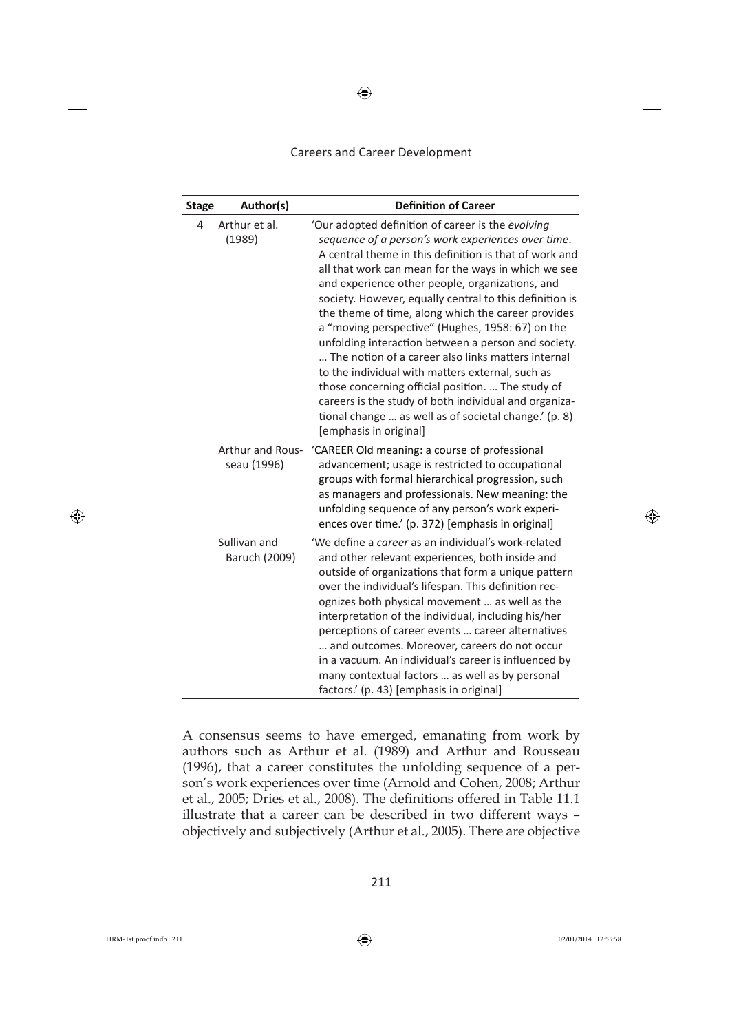| Stage | Author(s) | Definition of Career |
|---|---|---|
| 4 | Arthur et al. (1989) | 'Our adopted definition of career is the *evolving sequence of a person's work experiences over time*. A central theme in this definition is that of work and all that work can mean for the ways in which we see and experience other people, organizations, and society. However, equally central to this definition is the theme of time, along which the career provides a "moving perspective" (Hughes, 1958: 67) on the unfolding interaction between a person and society. … The notion of a career also links matters internal to the individual with matters external, such as those concerning official position. … The study of careers is the study of both individual and organizational change … as well as of societal change.' (p. 8) [emphasis in original] |
| | Arthur and Rousseau (1996) | 'CAREER Old meaning: a course of professional advancement; usage is restricted to occupational groups with formal hierarchical progression, such as managers and professionals. New meaning: the unfolding sequence of any person's work experiences over time.' (p. 372) [emphasis in original] |
| | Sullivan and Baruch (2009) | 'We define a *career* as an individual's work-related and other relevant experiences, both inside and outside of organizations that form a unique pattern over the individual's lifespan. This definition recognizes both physical movement … as well as the interpretation of the individual, including his/her perceptions of career events … career alternatives … and outcomes. Moreover, careers do not occur in a vacuum. An individual's career is influenced by many contextual factors … as well as by personal factors.' (p. 43) [emphasis in original] |

A consensus seems to have emerged, emanating from work by authors such as Arthur et al. (1989) and Arthur and Rousseau (1996), that a career constitutes the unfolding sequence of a person's work experiences over time (Arnold and Cohen, 2008; Arthur et al., 2005; Dries et al., 2008). The definitions offered in Table 11.1 illustrate that a career can be described in two different ways – objectively and subjectively (Arthur et al., 2005). There are objective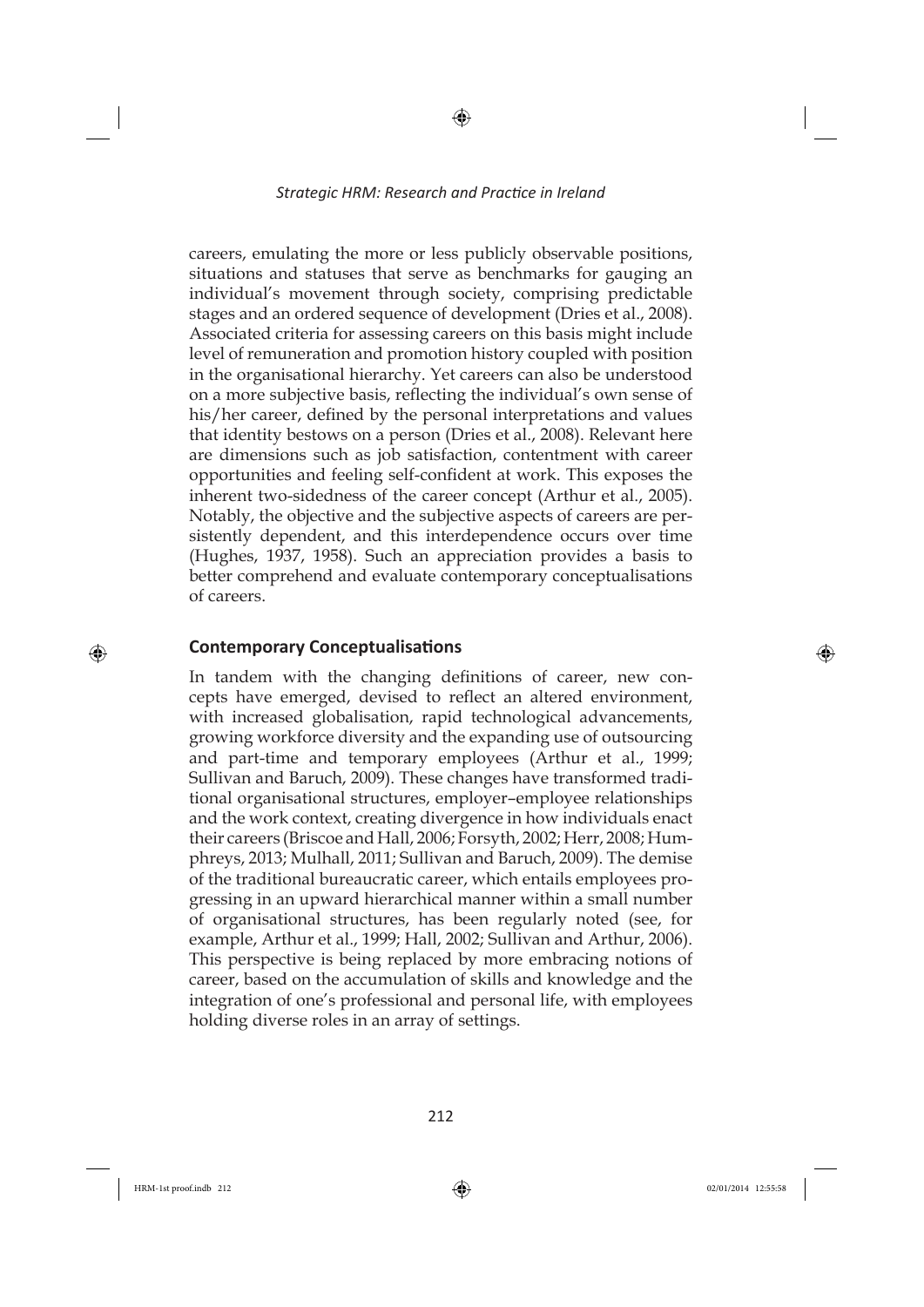careers, emulating the more or less publicly observable positions, situations and statuses that serve as benchmarks for gauging an individual's movement through society, comprising predictable stages and an ordered sequence of development (Dries et al., 2008). Associated criteria for assessing careers on this basis might include level of remuneration and promotion history coupled with position in the organisational hierarchy. Yet careers can also be understood on a more subjective basis, reflecting the individual's own sense of his/her career, defined by the personal interpretations and values that identity bestows on a person (Dries et al., 2008). Relevant here are dimensions such as job satisfaction, contentment with career opportunities and feeling self-confident at work. This exposes the inherent two-sidedness of the career concept (Arthur et al., 2005). Notably, the objective and the subjective aspects of careers are persistently dependent, and this interdependence occurs over time (Hughes, 1937, 1958). Such an appreciation provides a basis to better comprehend and evaluate contemporary conceptualisations of careers.

## Contemporary Conceptualisations

In tandem with the changing definitions of career, new concepts have emerged, devised to reflect an altered environment, with increased globalisation, rapid technological advancements, growing workforce diversity and the expanding use of outsourcing and part-time and temporary employees (Arthur et al., 1999; Sullivan and Baruch, 2009). These changes have transformed traditional organisational structures, employer–employee relationships and the work context, creating divergence in how individuals enact their careers (Briscoe and Hall, 2006; Forsyth, 2002; Herr, 2008; Humphreys, 2013; Mulhall, 2011; Sullivan and Baruch, 2009). The demise of the traditional bureaucratic career, which entails employees progressing in an upward hierarchical manner within a small number of organisational structures, has been regularly noted (see, for example, Arthur et al., 1999; Hall, 2002; Sullivan and Arthur, 2006). This perspective is being replaced by more embracing notions of career, based on the accumulation of skills and knowledge and the integration of one's professional and personal life, with employees holding diverse roles in an array of settings.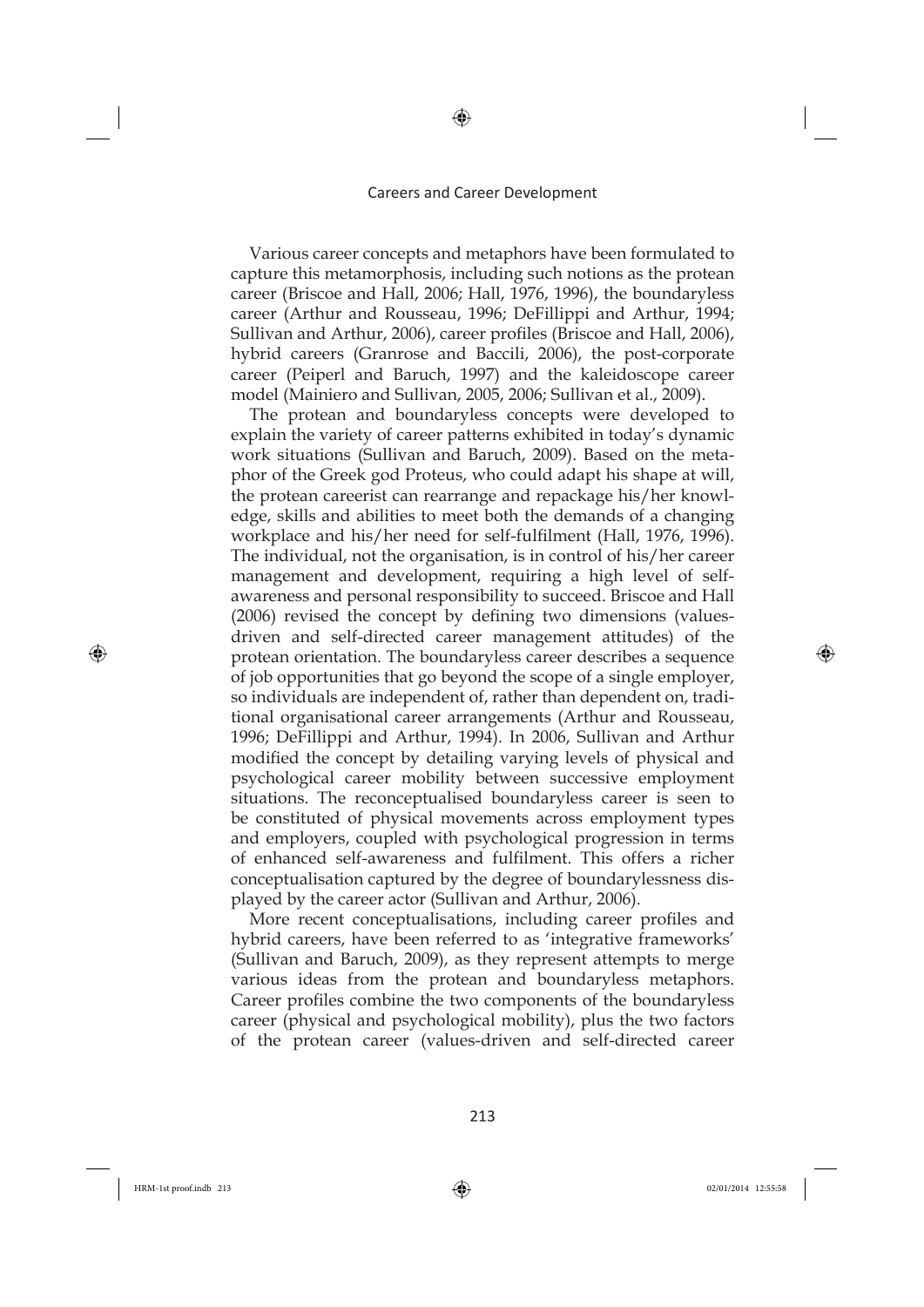Various career concepts and metaphors have been formulated to capture this metamorphosis, including such notions as the protean career (Briscoe and Hall, 2006; Hall, 1976, 1996), the boundaryless career (Arthur and Rousseau, 1996; DeFillippi and Arthur, 1994; Sullivan and Arthur, 2006), career profiles (Briscoe and Hall, 2006), hybrid careers (Granrose and Baccili, 2006), the post-corporate career (Peiperl and Baruch, 1997) and the kaleidoscope career model (Mainiero and Sullivan, 2005, 2006; Sullivan et al., 2009).

The protean and boundaryless concepts were developed to explain the variety of career patterns exhibited in today's dynamic work situations (Sullivan and Baruch, 2009). Based on the metaphor of the Greek god Proteus, who could adapt his shape at will, the protean careerist can rearrange and repackage his/her knowledge, skills and abilities to meet both the demands of a changing workplace and his/her need for self-fulfilment (Hall, 1976, 1996). The individual, not the organisation, is in control of his/her career management and development, requiring a high level of self-awareness and personal responsibility to succeed. Briscoe and Hall (2006) revised the concept by defining two dimensions (values-driven and self-directed career management attitudes) of the protean orientation. The boundaryless career describes a sequence of job opportunities that go beyond the scope of a single employer, so individuals are independent of, rather than dependent on, traditional organisational career arrangements (Arthur and Rousseau, 1996; DeFillippi and Arthur, 1994). In 2006, Sullivan and Arthur modified the concept by detailing varying levels of physical and psychological career mobility between successive employment situations. The reconceptualised boundaryless career is seen to be constituted of physical movements across employment types and employers, coupled with psychological progression in terms of enhanced self-awareness and fulfilment. This offers a richer conceptualisation captured by the degree of boundarylessness displayed by the career actor (Sullivan and Arthur, 2006).

More recent conceptualisations, including career profiles and hybrid careers, have been referred to as 'integrative frameworks' (Sullivan and Baruch, 2009), as they represent attempts to merge various ideas from the protean and boundaryless metaphors. Career profiles combine the two components of the boundaryless career (physical and psychological mobility), plus the two factors of the protean career (values-driven and self-directed career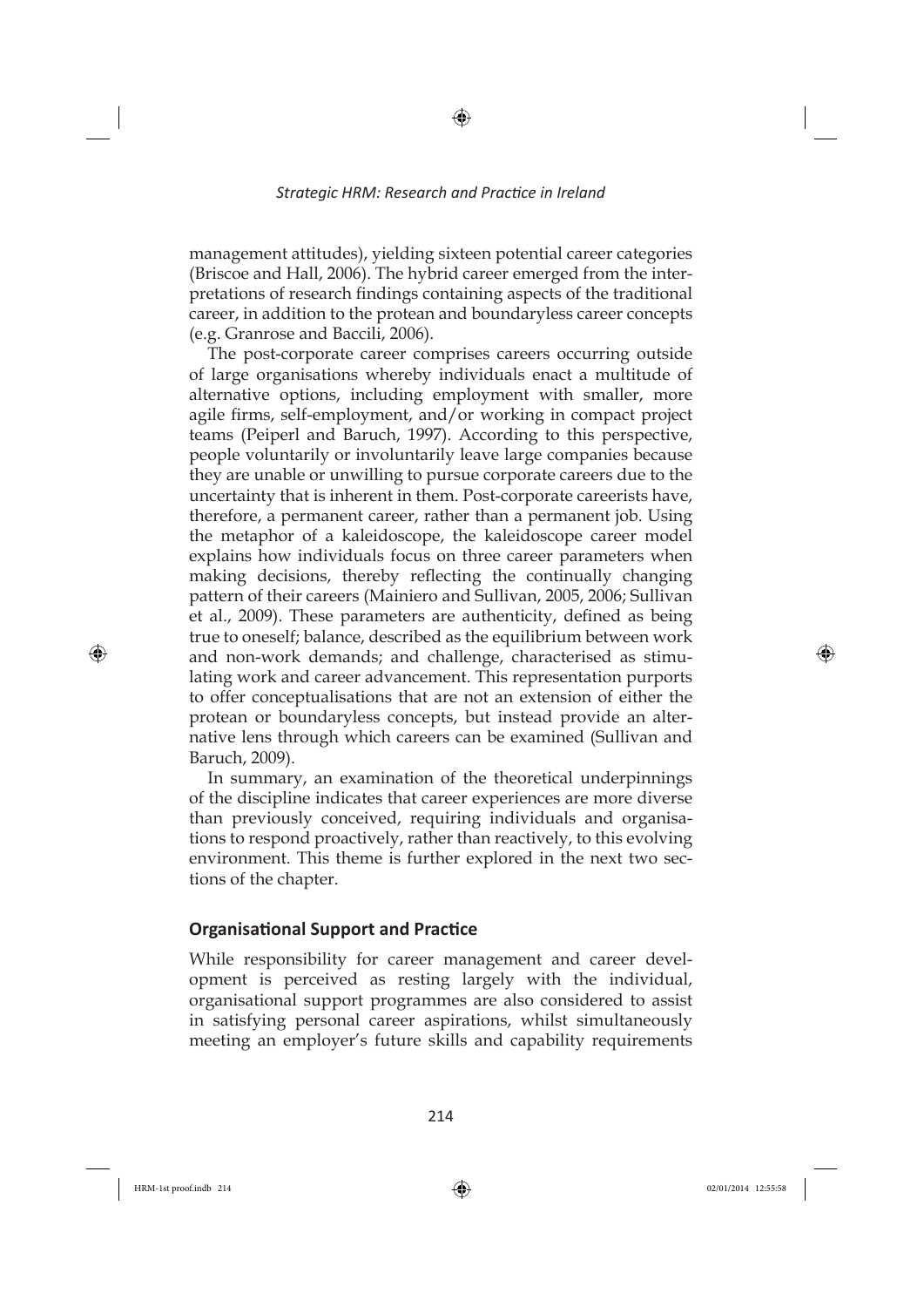management attitudes), yielding sixteen potential career categories (Briscoe and Hall, 2006). The hybrid career emerged from the interpretations of research findings containing aspects of the traditional career, in addition to the protean and boundaryless career concepts (e.g. Granrose and Baccili, 2006).

The post-corporate career comprises careers occurring outside of large organisations whereby individuals enact a multitude of alternative options, including employment with smaller, more agile firms, self-employment, and/or working in compact project teams (Peiperl and Baruch, 1997). According to this perspective, people voluntarily or involuntarily leave large companies because they are unable or unwilling to pursue corporate careers due to the uncertainty that is inherent in them. Post-corporate careerists have, therefore, a permanent career, rather than a permanent job. Using the metaphor of a kaleidoscope, the kaleidoscope career model explains how individuals focus on three career parameters when making decisions, thereby reflecting the continually changing pattern of their careers (Mainiero and Sullivan, 2005, 2006; Sullivan et al., 2009). These parameters are authenticity, defined as being true to oneself; balance, described as the equilibrium between work and non-work demands; and challenge, characterised as stimulating work and career advancement. This representation purports to offer conceptualisations that are not an extension of either the protean or boundaryless concepts, but instead provide an alternative lens through which careers can be examined (Sullivan and Baruch, 2009).

In summary, an examination of the theoretical underpinnings of the discipline indicates that career experiences are more diverse than previously conceived, requiring individuals and organisations to respond proactively, rather than reactively, to this evolving environment. This theme is further explored in the next two sections of the chapter.

## Organisational Support and Practice

While responsibility for career management and career development is perceived as resting largely with the individual, organisational support programmes are also considered to assist in satisfying personal career aspirations, whilst simultaneously meeting an employer's future skills and capability requirements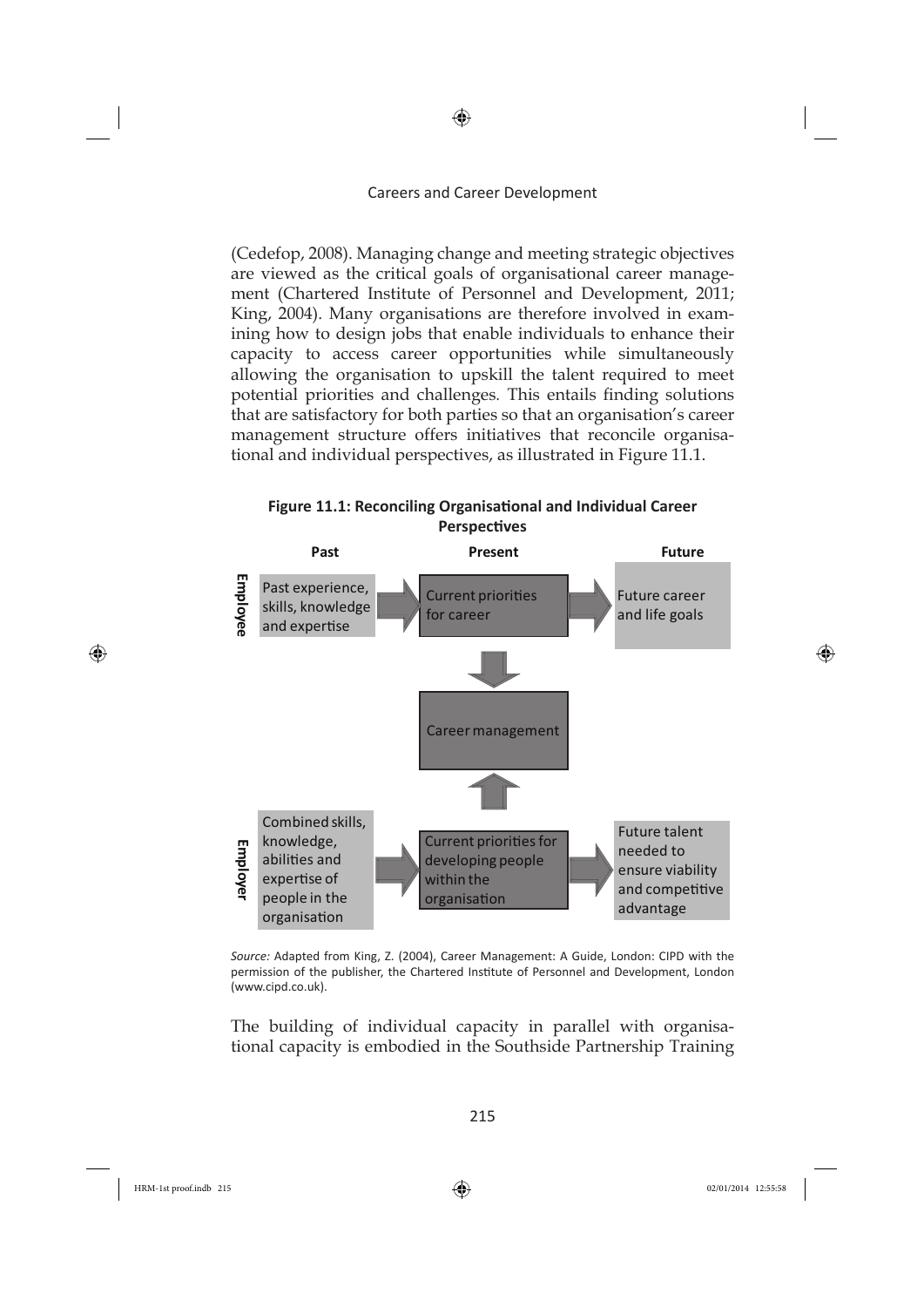(Cedefop, 2008). Managing change and meeting strategic objectives are viewed as the critical goals of organisational career management (Chartered Institute of Personnel and Development, 2011; King, 2004). Many organisations are therefore involved in examining how to design jobs that enable individuals to enhance their capacity to access career opportunities while simultaneously allowing the organisation to upskill the talent required to meet potential priorities and challenges. This entails finding solutions that are satisfactory for both parties so that an organisation's career management structure offers initiatives that reconcile organisational and individual perspectives, as illustrated in Figure 11.1.

**Figure 11.1: Reconciling Organisational and Individual Career Perspectives**

| | Past | Present | Future |
|---|---|---|---|
| **Employee** | Past experience, skills, knowledge and expertise | Current priorities for career | Future career and life goals |
| | | ↓ | |
| | | Career management | |
| | | ↑ | |
| **Employer** | Combined skills, knowledge, abilities and expertise of people in the organisation | Current priorities for developing people within the organisation | Future talent needed to ensure viability and competitive advantage |

*Source:* Adapted from King, Z. (2004), Career Management: A Guide, London: CIPD with the permission of the publisher, the Chartered Institute of Personnel and Development, London (www.cipd.co.uk).

The building of individual capacity in parallel with organisational capacity is embodied in the Southside Partnership Training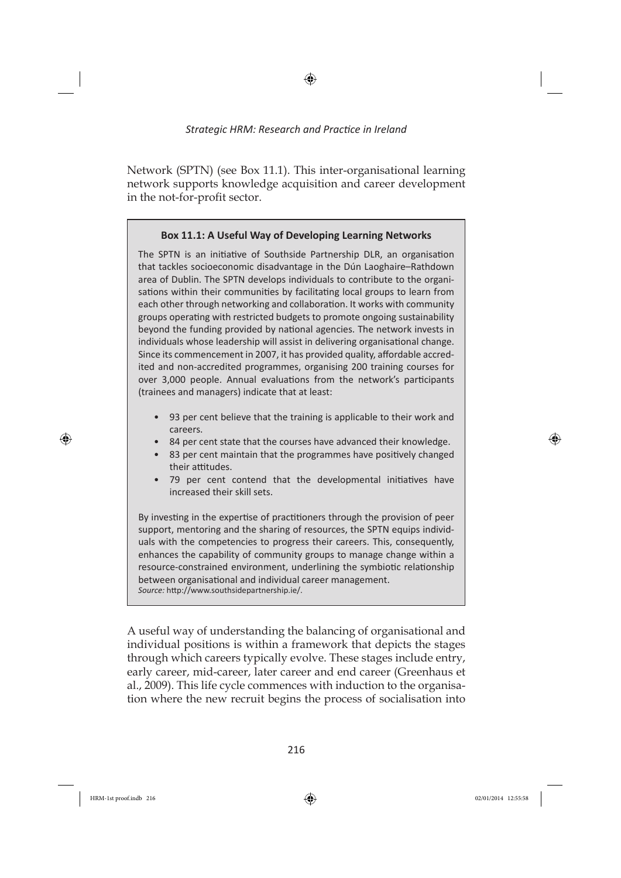Network (SPTN) (see Box 11.1). This inter-organisational learning network supports knowledge acquisition and career development in the not-for-profit sector.

**Box 11.1: A Useful Way of Developing Learning Networks**

The SPTN is an initiative of Southside Partnership DLR, an organisation that tackles socioeconomic disadvantage in the Dún Laoghaire–Rathdown area of Dublin. The SPTN develops individuals to contribute to the organisations within their communities by facilitating local groups to learn from each other through networking and collaboration. It works with community groups operating with restricted budgets to promote ongoing sustainability beyond the funding provided by national agencies. The network invests in individuals whose leadership will assist in delivering organisational change. Since its commencement in 2007, it has provided quality, affordable accredited and non-accredited programmes, organising 200 training courses for over 3,000 people. Annual evaluations from the network's participants (trainees and managers) indicate that at least:

- 93 per cent believe that the training is applicable to their work and careers.
- 84 per cent state that the courses have advanced their knowledge.
- 83 per cent maintain that the programmes have positively changed their attitudes.
- 79 per cent contend that the developmental initiatives have increased their skill sets.

By investing in the expertise of practitioners through the provision of peer support, mentoring and the sharing of resources, the SPTN equips individuals with the competencies to progress their careers. This, consequently, enhances the capability of community groups to manage change within a resource-constrained environment, underlining the symbiotic relationship between organisational and individual career management.

*Source:* http://www.southsidepartnership.ie/.

A useful way of understanding the balancing of organisational and individual positions is within a framework that depicts the stages through which careers typically evolve. These stages include entry, early career, mid-career, later career and end career (Greenhaus et al., 2009). This life cycle commences with induction to the organisation where the new recruit begins the process of socialisation into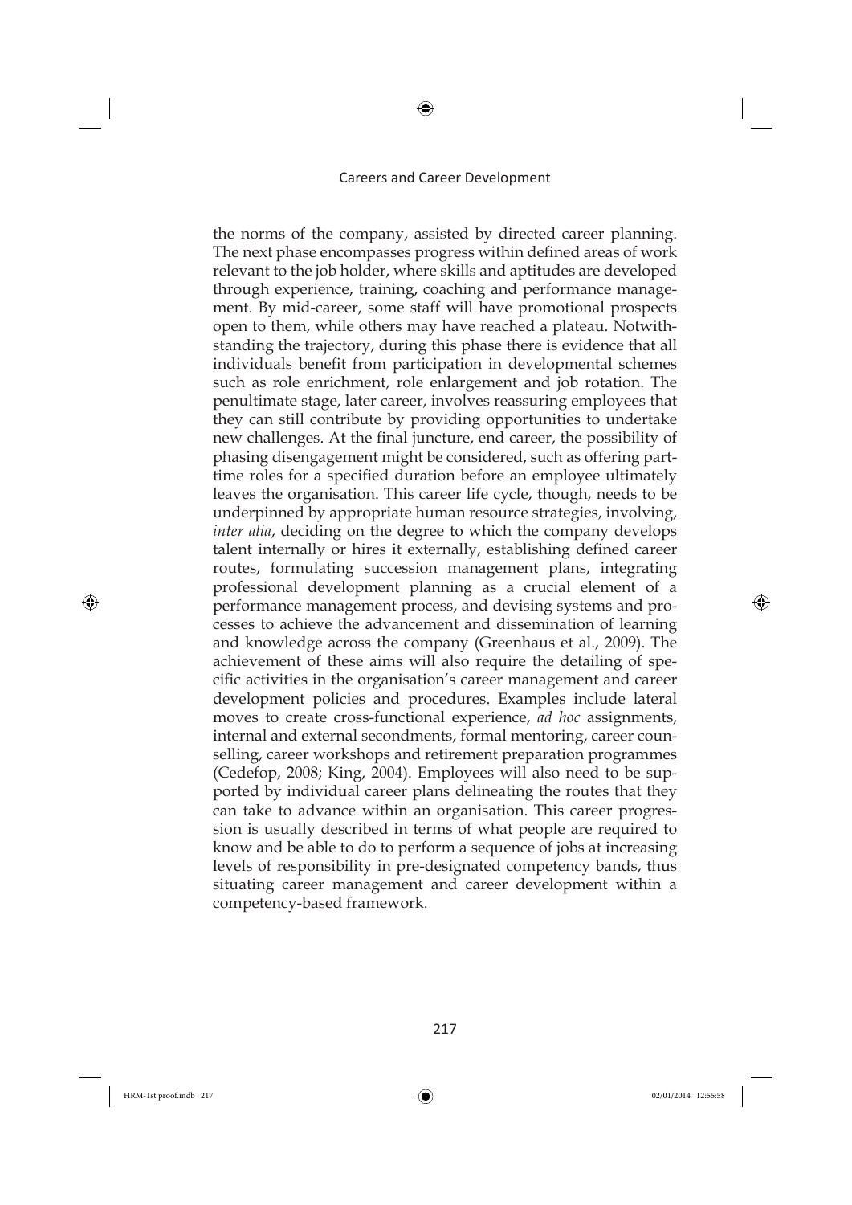the norms of the company, assisted by directed career planning. The next phase encompasses progress within defined areas of work relevant to the job holder, where skills and aptitudes are developed through experience, training, coaching and performance management. By mid-career, some staff will have promotional prospects open to them, while others may have reached a plateau. Notwithstanding the trajectory, during this phase there is evidence that all individuals benefit from participation in developmental schemes such as role enrichment, role enlargement and job rotation. The penultimate stage, later career, involves reassuring employees that they can still contribute by providing opportunities to undertake new challenges. At the final juncture, end career, the possibility of phasing disengagement might be considered, such as offering part-time roles for a specified duration before an employee ultimately leaves the organisation. This career life cycle, though, needs to be underpinned by appropriate human resource strategies, involving, *inter alia*, deciding on the degree to which the company develops talent internally or hires it externally, establishing defined career routes, formulating succession management plans, integrating professional development planning as a crucial element of a performance management process, and devising systems and processes to achieve the advancement and dissemination of learning and knowledge across the company (Greenhaus et al., 2009). The achievement of these aims will also require the detailing of specific activities in the organisation's career management and career development policies and procedures. Examples include lateral moves to create cross-functional experience, *ad hoc* assignments, internal and external secondments, formal mentoring, career counselling, career workshops and retirement preparation programmes (Cedefop, 2008; King, 2004). Employees will also need to be supported by individual career plans delineating the routes that they can take to advance within an organisation. This career progression is usually described in terms of what people are required to know and be able to do to perform a sequence of jobs at increasing levels of responsibility in pre-designated competency bands, thus situating career management and career development within a competency-based framework.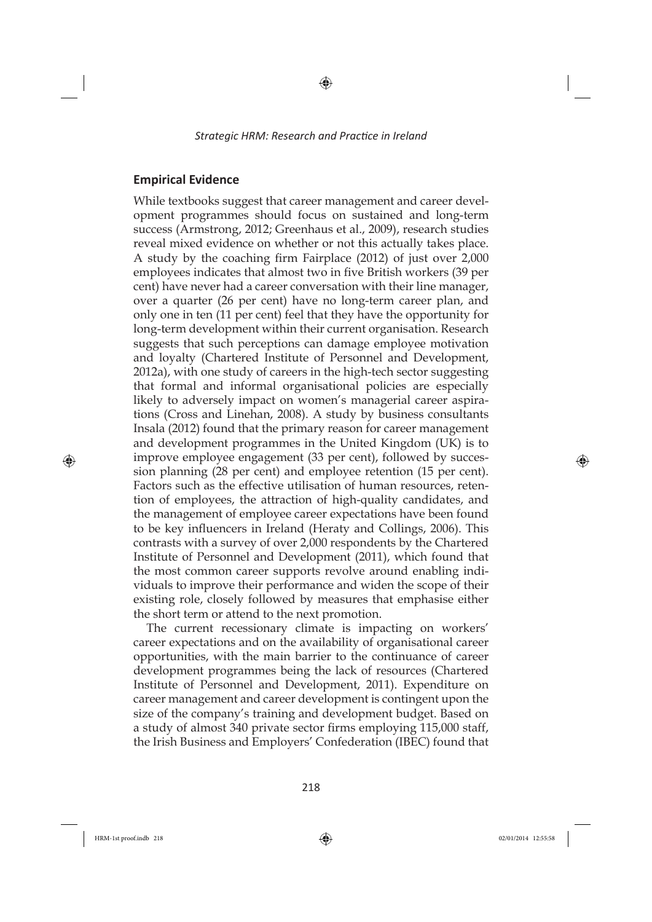## Empirical Evidence

While textbooks suggest that career management and career development programmes should focus on sustained and long-term success (Armstrong, 2012; Greenhaus et al., 2009), research studies reveal mixed evidence on whether or not this actually takes place. A study by the coaching firm Fairplace (2012) of just over 2,000 employees indicates that almost two in five British workers (39 per cent) have never had a career conversation with their line manager, over a quarter (26 per cent) have no long-term career plan, and only one in ten (11 per cent) feel that they have the opportunity for long-term development within their current organisation. Research suggests that such perceptions can damage employee motivation and loyalty (Chartered Institute of Personnel and Development, 2012a), with one study of careers in the high-tech sector suggesting that formal and informal organisational policies are especially likely to adversely impact on women's managerial career aspirations (Cross and Linehan, 2008). A study by business consultants Insala (2012) found that the primary reason for career management and development programmes in the United Kingdom (UK) is to improve employee engagement (33 per cent), followed by succession planning (28 per cent) and employee retention (15 per cent). Factors such as the effective utilisation of human resources, retention of employees, the attraction of high-quality candidates, and the management of employee career expectations have been found to be key influencers in Ireland (Heraty and Collings, 2006). This contrasts with a survey of over 2,000 respondents by the Chartered Institute of Personnel and Development (2011), which found that the most common career supports revolve around enabling individuals to improve their performance and widen the scope of their existing role, closely followed by measures that emphasise either the short term or attend to the next promotion.

The current recessionary climate is impacting on workers' career expectations and on the availability of organisational career opportunities, with the main barrier to the continuance of career development programmes being the lack of resources (Chartered Institute of Personnel and Development, 2011). Expenditure on career management and career development is contingent upon the size of the company's training and development budget. Based on a study of almost 340 private sector firms employing 115,000 staff, the Irish Business and Employers' Confederation (IBEC) found that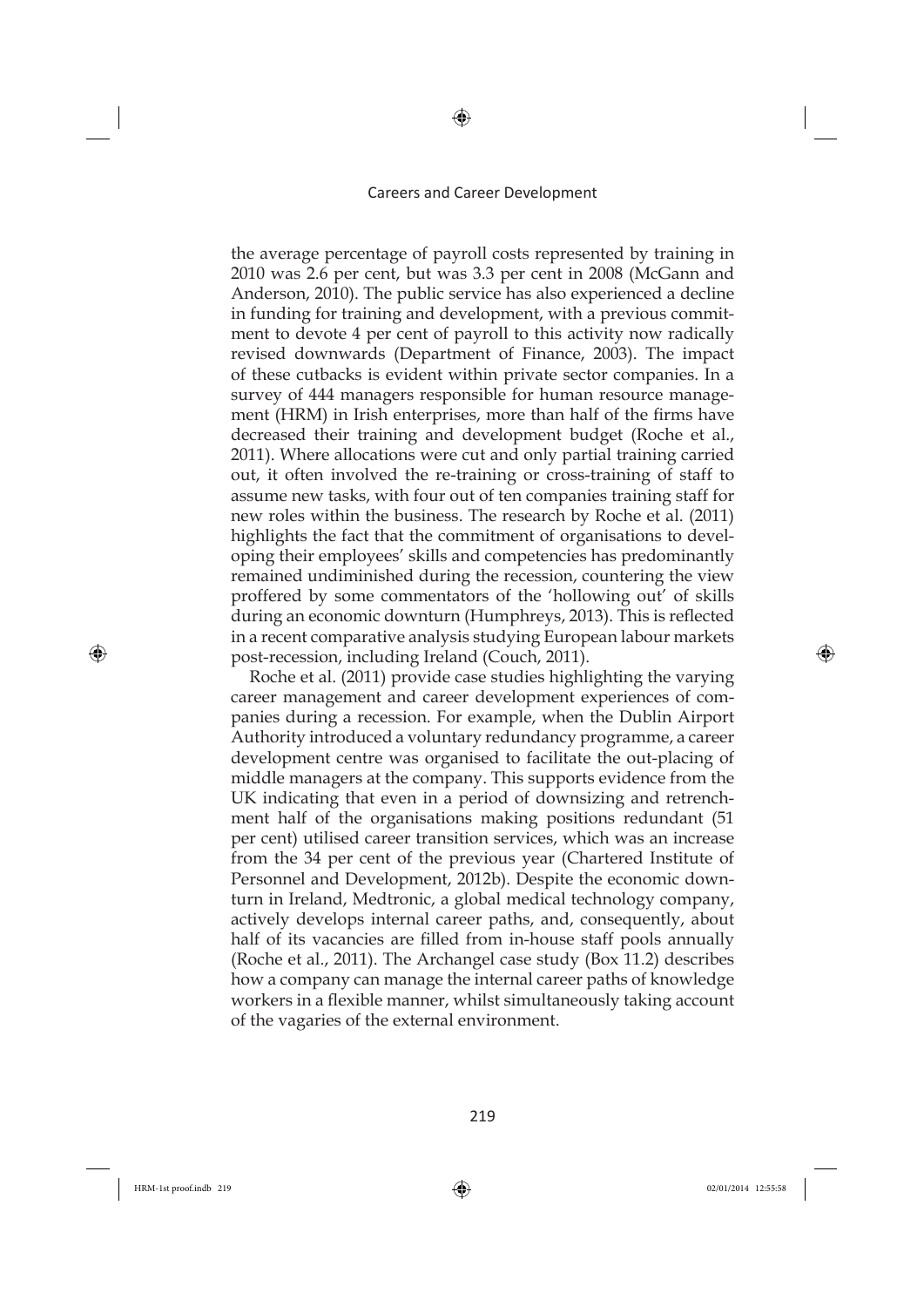the average percentage of payroll costs represented by training in 2010 was 2.6 per cent, but was 3.3 per cent in 2008 (McGann and Anderson, 2010). The public service has also experienced a decline in funding for training and development, with a previous commitment to devote 4 per cent of payroll to this activity now radically revised downwards (Department of Finance, 2003). The impact of these cutbacks is evident within private sector companies. In a survey of 444 managers responsible for human resource management (HRM) in Irish enterprises, more than half of the firms have decreased their training and development budget (Roche et al., 2011). Where allocations were cut and only partial training carried out, it often involved the re-training or cross-training of staff to assume new tasks, with four out of ten companies training staff for new roles within the business. The research by Roche et al. (2011) highlights the fact that the commitment of organisations to developing their employees' skills and competencies has predominantly remained undiminished during the recession, countering the view proffered by some commentators of the 'hollowing out' of skills during an economic downturn (Humphreys, 2013). This is reflected in a recent comparative analysis studying European labour markets post-recession, including Ireland (Couch, 2011).

Roche et al. (2011) provide case studies highlighting the varying career management and career development experiences of companies during a recession. For example, when the Dublin Airport Authority introduced a voluntary redundancy programme, a career development centre was organised to facilitate the out-placing of middle managers at the company. This supports evidence from the UK indicating that even in a period of downsizing and retrenchment half of the organisations making positions redundant (51 per cent) utilised career transition services, which was an increase from the 34 per cent of the previous year (Chartered Institute of Personnel and Development, 2012b). Despite the economic downturn in Ireland, Medtronic, a global medical technology company, actively develops internal career paths, and, consequently, about half of its vacancies are filled from in-house staff pools annually (Roche et al., 2011). The Archangel case study (Box 11.2) describes how a company can manage the internal career paths of knowledge workers in a flexible manner, whilst simultaneously taking account of the vagaries of the external environment.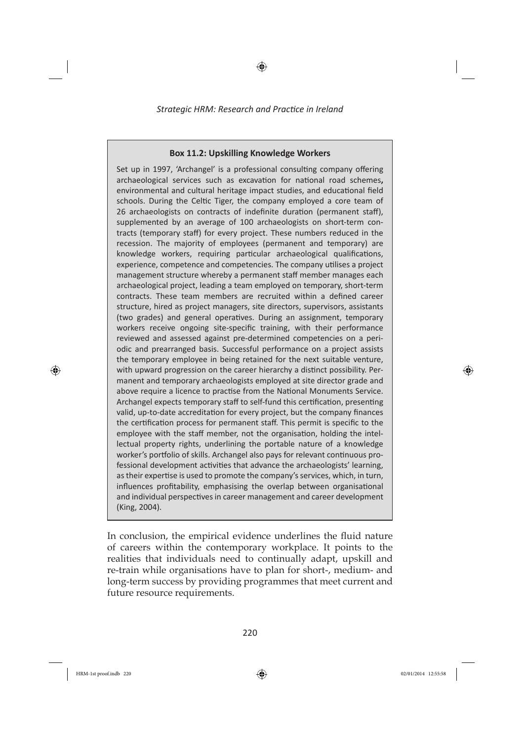**Box 11.2: Upskilling Knowledge Workers**

Set up in 1997, 'Archangel' is a professional consulting company offering archaeological services such as excavation for national road schemes, environmental and cultural heritage impact studies, and educational field schools. During the Celtic Tiger, the company employed a core team of 26 archaeologists on contracts of indefinite duration (permanent staff), supplemented by an average of 100 archaeologists on short-term contracts (temporary staff) for every project. These numbers reduced in the recession. The majority of employees (permanent and temporary) are knowledge workers, requiring particular archaeological qualifications, experience, competence and competencies. The company utilises a project management structure whereby a permanent staff member manages each archaeological project, leading a team employed on temporary, short-term contracts. These team members are recruited within a defined career structure, hired as project managers, site directors, supervisors, assistants (two grades) and general operatives. During an assignment, temporary workers receive ongoing site-specific training, with their performance reviewed and assessed against pre-determined competencies on a periodic and prearranged basis. Successful performance on a project assists the temporary employee in being retained for the next suitable venture, with upward progression on the career hierarchy a distinct possibility. Permanent and temporary archaeologists employed at site director grade and above require a licence to practise from the National Monuments Service. Archangel expects temporary staff to self-fund this certification, presenting valid, up-to-date accreditation for every project, but the company finances the certification process for permanent staff. This permit is specific to the employee with the staff member, not the organisation, holding the intellectual property rights, underlining the portable nature of a knowledge worker's portfolio of skills. Archangel also pays for relevant continuous professional development activities that advance the archaeologists' learning, as their expertise is used to promote the company's services, which, in turn, influences profitability, emphasising the overlap between organisational and individual perspectives in career management and career development (King, 2004).

In conclusion, the empirical evidence underlines the fluid nature of careers within the contemporary workplace. It points to the realities that individuals need to continually adapt, upskill and re-train while organisations have to plan for short-, medium- and long-term success by providing programmes that meet current and future resource requirements.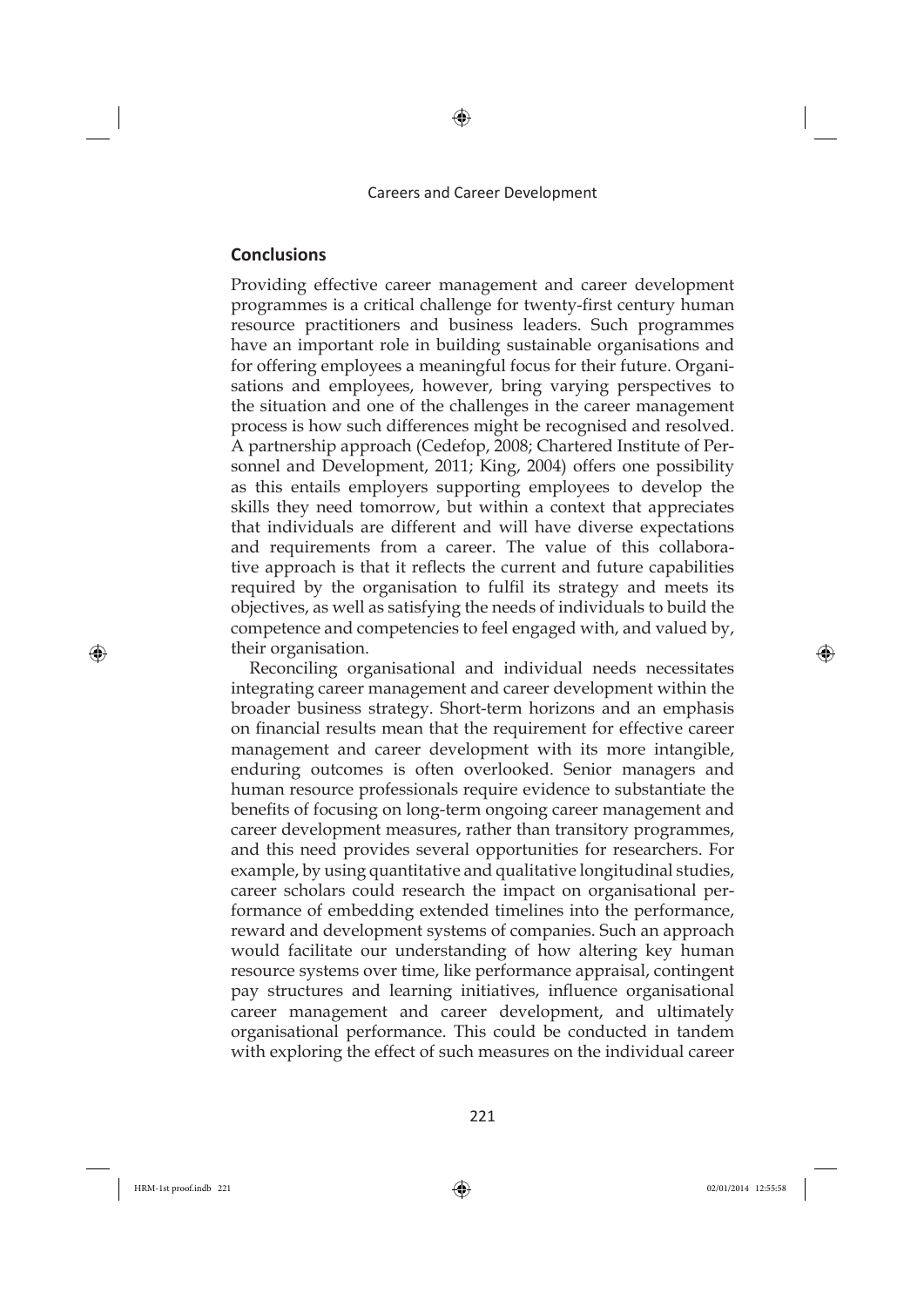## Conclusions

Providing effective career management and career development programmes is a critical challenge for twenty-first century human resource practitioners and business leaders. Such programmes have an important role in building sustainable organisations and for offering employees a meaningful focus for their future. Organisations and employees, however, bring varying perspectives to the situation and one of the challenges in the career management process is how such differences might be recognised and resolved. A partnership approach (Cedefop, 2008; Chartered Institute of Personnel and Development, 2011; King, 2004) offers one possibility as this entails employers supporting employees to develop the skills they need tomorrow, but within a context that appreciates that individuals are different and will have diverse expectations and requirements from a career. The value of this collaborative approach is that it reflects the current and future capabilities required by the organisation to fulfil its strategy and meets its objectives, as well as satisfying the needs of individuals to build the competence and competencies to feel engaged with, and valued by, their organisation.

Reconciling organisational and individual needs necessitates integrating career management and career development within the broader business strategy. Short-term horizons and an emphasis on financial results mean that the requirement for effective career management and career development with its more intangible, enduring outcomes is often overlooked. Senior managers and human resource professionals require evidence to substantiate the benefits of focusing on long-term ongoing career management and career development measures, rather than transitory programmes, and this need provides several opportunities for researchers. For example, by using quantitative and qualitative longitudinal studies, career scholars could research the impact on organisational performance of embedding extended timelines into the performance, reward and development systems of companies. Such an approach would facilitate our understanding of how altering key human resource systems over time, like performance appraisal, contingent pay structures and learning initiatives, influence organisational career management and career development, and ultimately organisational performance. This could be conducted in tandem with exploring the effect of such measures on the individual career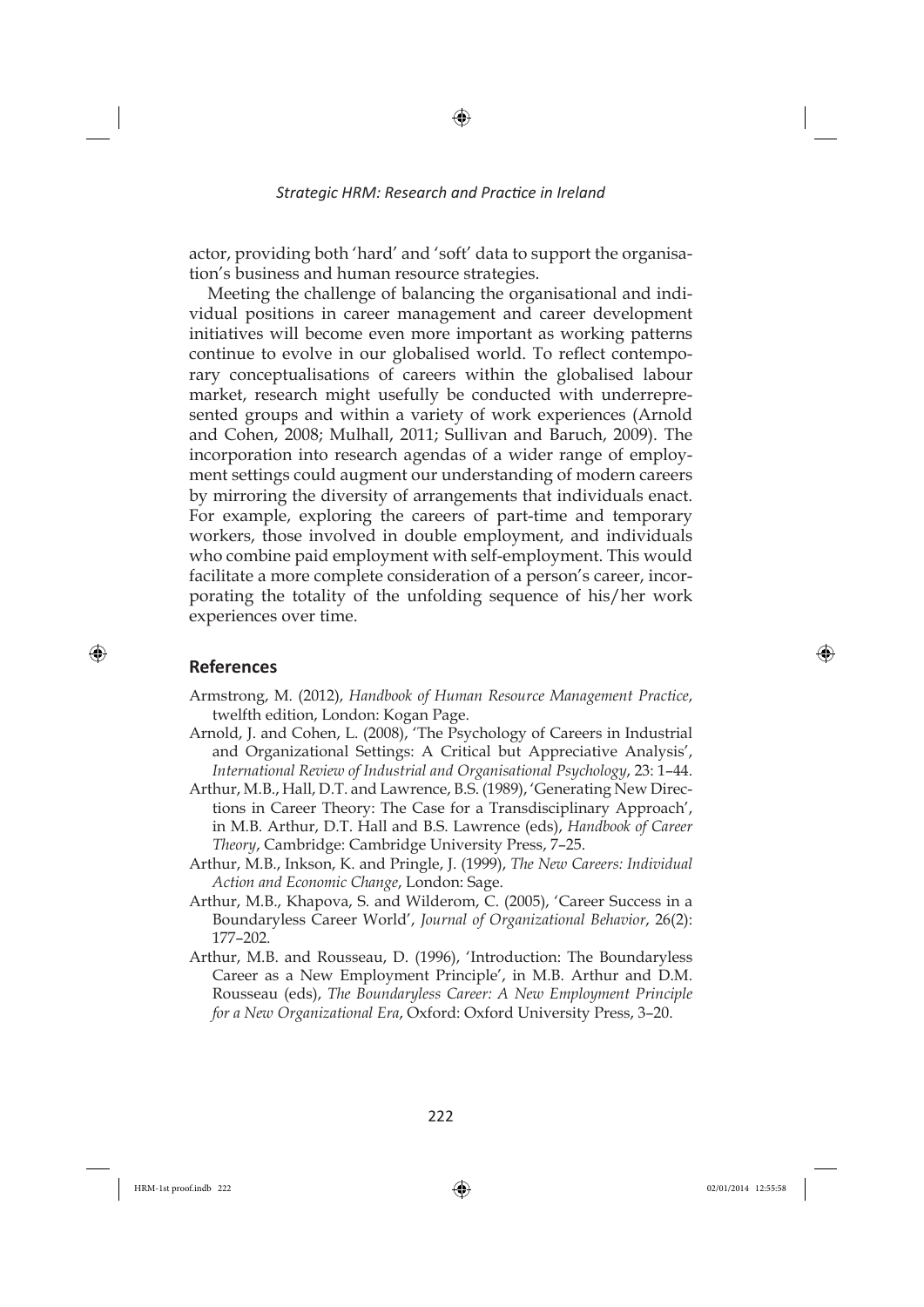actor, providing both 'hard' and 'soft' data to support the organisation's business and human resource strategies.

Meeting the challenge of balancing the organisational and individual positions in career management and career development initiatives will become even more important as working patterns continue to evolve in our globalised world. To reflect contemporary conceptualisations of careers within the globalised labour market, research might usefully be conducted with underrepresented groups and within a variety of work experiences (Arnold and Cohen, 2008; Mulhall, 2011; Sullivan and Baruch, 2009). The incorporation into research agendas of a wider range of employment settings could augment our understanding of modern careers by mirroring the diversity of arrangements that individuals enact. For example, exploring the careers of part-time and temporary workers, those involved in double employment, and individuals who combine paid employment with self-employment. This would facilitate a more complete consideration of a person's career, incorporating the totality of the unfolding sequence of his/her work experiences over time.

## References

Armstrong, M. (2012), *Handbook of Human Resource Management Practice*, twelfth edition, London: Kogan Page.

Arnold, J. and Cohen, L. (2008), 'The Psychology of Careers in Industrial and Organizational Settings: A Critical but Appreciative Analysis', *International Review of Industrial and Organisational Psychology*, 23: 1–44.

Arthur, M.B., Hall, D.T. and Lawrence, B.S. (1989), 'Generating New Directions in Career Theory: The Case for a Transdisciplinary Approach', in M.B. Arthur, D.T. Hall and B.S. Lawrence (eds), *Handbook of Career Theory*, Cambridge: Cambridge University Press, 7–25.

Arthur, M.B., Inkson, K. and Pringle, J. (1999), *The New Careers: Individual Action and Economic Change*, London: Sage.

Arthur, M.B., Khapova, S. and Wilderom, C. (2005), 'Career Success in a Boundaryless Career World', *Journal of Organizational Behavior*, 26(2): 177–202.

Arthur, M.B. and Rousseau, D. (1996), 'Introduction: The Boundaryless Career as a New Employment Principle', in M.B. Arthur and D.M. Rousseau (eds), *The Boundaryless Career: A New Employment Principle for a New Organizational Era*, Oxford: Oxford University Press, 3–20.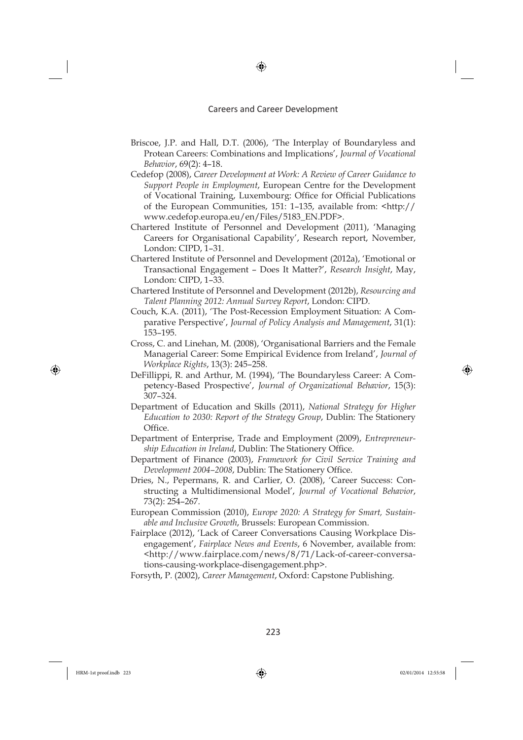Briscoe, J.P. and Hall, D.T. (2006), 'The Interplay of Boundaryless and Protean Careers: Combinations and Implications', *Journal of Vocational Behavior*, 69(2): 4–18.

Cedefop (2008), *Career Development at Work: A Review of Career Guidance to Support People in Employment*, European Centre for the Development of Vocational Training, Luxembourg: Office for Official Publications of the European Communities, 151: 1–135, available from: <http://www.cedefop.europa.eu/en/Files/5183_EN.PDF>.

Chartered Institute of Personnel and Development (2011), 'Managing Careers for Organisational Capability', Research report, November, London: CIPD, 1–31.

Chartered Institute of Personnel and Development (2012a), 'Emotional or Transactional Engagement – Does It Matter?', *Research Insight*, May, London: CIPD, 1–33.

Chartered Institute of Personnel and Development (2012b), *Resourcing and Talent Planning 2012: Annual Survey Report*, London: CIPD.

Couch, K.A. (2011), 'The Post-Recession Employment Situation: A Comparative Perspective', *Journal of Policy Analysis and Management*, 31(1): 153–195.

Cross, C. and Linehan, M. (2008), 'Organisational Barriers and the Female Managerial Career: Some Empirical Evidence from Ireland', *Journal of Workplace Rights*, 13(3): 245–258.

DeFillippi, R. and Arthur, M. (1994), 'The Boundaryless Career: A Competency-Based Prospective', *Journal of Organizational Behavior*, 15(3): 307–324.

Department of Education and Skills (2011), *National Strategy for Higher Education to 2030: Report of the Strategy Group*, Dublin: The Stationery Office.

Department of Enterprise, Trade and Employment (2009), *Entrepreneurship Education in Ireland*, Dublin: The Stationery Office.

Department of Finance (2003), *Framework for Civil Service Training and Development 2004–2008*, Dublin: The Stationery Office.

Dries, N., Pepermans, R. and Carlier, O. (2008), 'Career Success: Constructing a Multidimensional Model', *Journal of Vocational Behavior*, 73(2): 254–267.

European Commission (2010), *Europe 2020: A Strategy for Smart, Sustainable and Inclusive Growth*, Brussels: European Commission.

Fairplace (2012), 'Lack of Career Conversations Causing Workplace Disengagement', *Fairplace News and Events*, 6 November, available from: <http://www.fairplace.com/news/8/71/Lack-of-career-conversations-causing-workplace-disengagement.php>.

Forsyth, P. (2002), *Career Management*, Oxford: Capstone Publishing.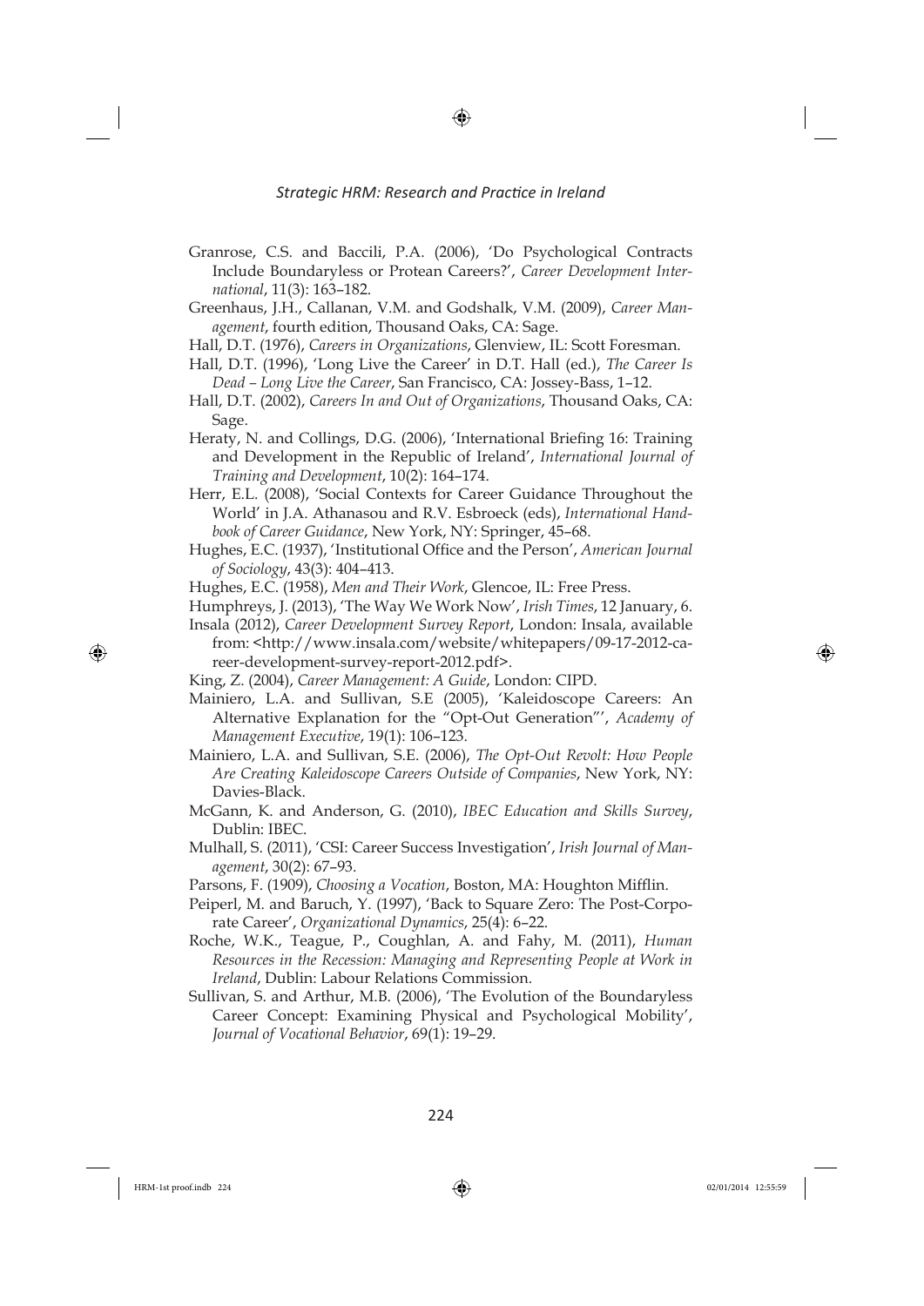Granrose, C.S. and Baccili, P.A. (2006), 'Do Psychological Contracts Include Boundaryless or Protean Careers?', *Career Development International*, 11(3): 163–182.

Greenhaus, J.H., Callanan, V.M. and Godshalk, V.M. (2009), *Career Management*, fourth edition, Thousand Oaks, CA: Sage.

Hall, D.T. (1976), *Careers in Organizations*, Glenview, IL: Scott Foresman.

Hall, D.T. (1996), 'Long Live the Career' in D.T. Hall (ed.), *The Career Is Dead – Long Live the Career*, San Francisco, CA: Jossey-Bass, 1–12.

Hall, D.T. (2002), *Careers In and Out of Organizations*, Thousand Oaks, CA: Sage.

Heraty, N. and Collings, D.G. (2006), 'International Briefing 16: Training and Development in the Republic of Ireland', *International Journal of Training and Development*, 10(2): 164–174.

Herr, E.L. (2008), 'Social Contexts for Career Guidance Throughout the World' in J.A. Athanasou and R.V. Esbroeck (eds), *International Handbook of Career Guidance*, New York, NY: Springer, 45–68.

Hughes, E.C. (1937), 'Institutional Office and the Person', *American Journal of Sociology*, 43(3): 404–413.

Hughes, E.C. (1958), *Men and Their Work*, Glencoe, IL: Free Press.

Humphreys, J. (2013), 'The Way We Work Now', *Irish Times*, 12 January, 6.

Insala (2012), *Career Development Survey Report*, London: Insala, available from: <http://www.insala.com/website/whitepapers/09-17-2012-career-development-survey-report-2012.pdf>.

King, Z. (2004), *Career Management: A Guide*, London: CIPD.

Mainiero, L.A. and Sullivan, S.E (2005), 'Kaleidoscope Careers: An Alternative Explanation for the "Opt-Out Generation"', *Academy of Management Executive*, 19(1): 106–123.

Mainiero, L.A. and Sullivan, S.E. (2006), *The Opt-Out Revolt: How People Are Creating Kaleidoscope Careers Outside of Companies*, New York, NY: Davies-Black.

McGann, K. and Anderson, G. (2010), *IBEC Education and Skills Survey*, Dublin: IBEC.

Mulhall, S. (2011), 'CSI: Career Success Investigation', *Irish Journal of Management*, 30(2): 67–93.

Parsons, F. (1909), *Choosing a Vocation*, Boston, MA: Houghton Mifflin.

Peiperl, M. and Baruch, Y. (1997), 'Back to Square Zero: The Post-Corporate Career', *Organizational Dynamics*, 25(4): 6–22.

Roche, W.K., Teague, P., Coughlan, A. and Fahy, M. (2011), *Human Resources in the Recession: Managing and Representing People at Work in Ireland*, Dublin: Labour Relations Commission.

Sullivan, S. and Arthur, M.B. (2006), 'The Evolution of the Boundaryless Career Concept: Examining Physical and Psychological Mobility', *Journal of Vocational Behavior*, 69(1): 19–29.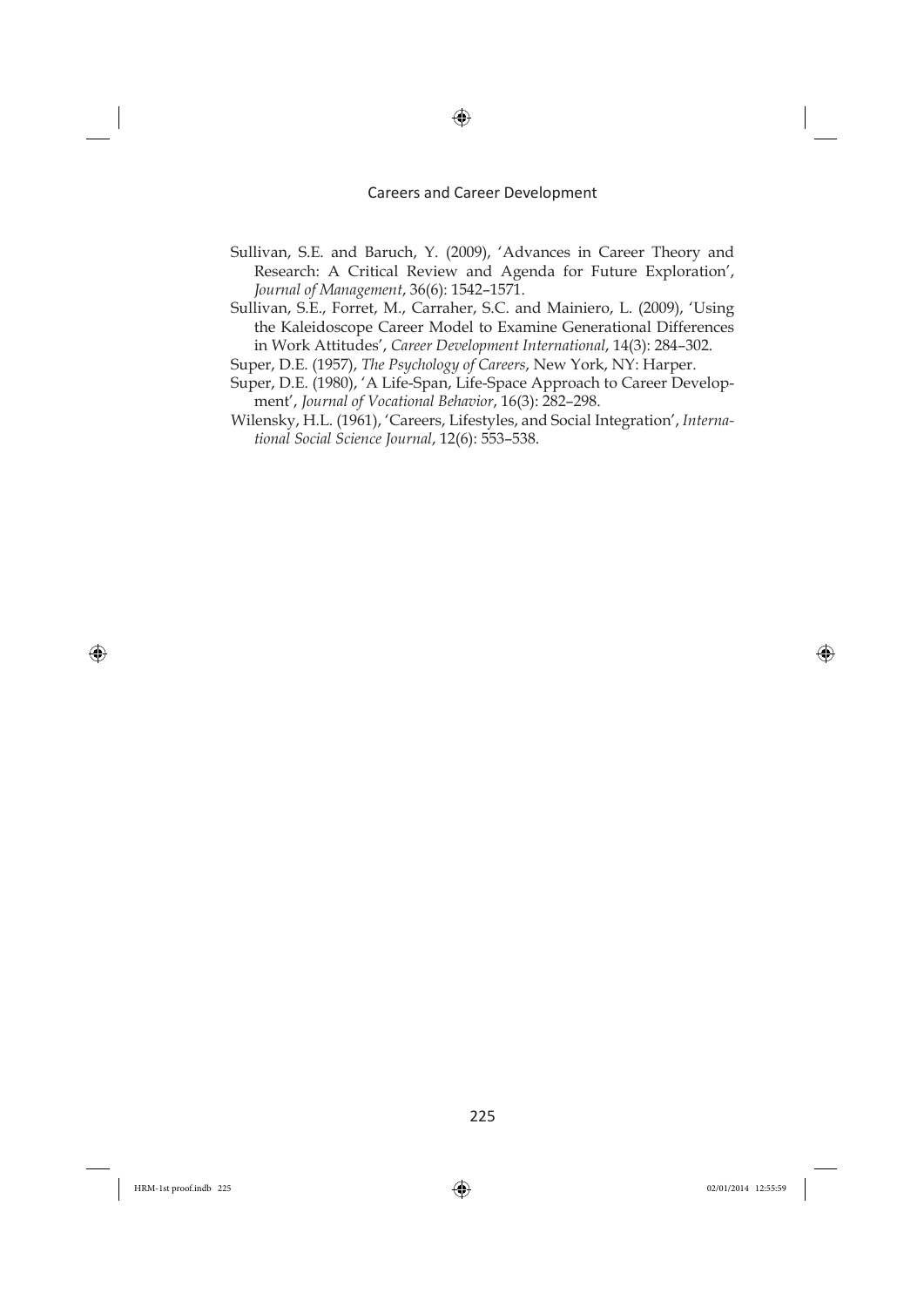Sullivan, S.E. and Baruch, Y. (2009), 'Advances in Career Theory and Research: A Critical Review and Agenda for Future Exploration', *Journal of Management*, 36(6): 1542–1571.

Sullivan, S.E., Forret, M., Carraher, S.C. and Mainiero, L. (2009), 'Using the Kaleidoscope Career Model to Examine Generational Differences in Work Attitudes', *Career Development International*, 14(3): 284–302.

Super, D.E. (1957), *The Psychology of Careers*, New York, NY: Harper.

Super, D.E. (1980), 'A Life-Span, Life-Space Approach to Career Development', *Journal of Vocational Behavior*, 16(3): 282–298.

Wilensky, H.L. (1961), 'Careers, Lifestyles, and Social Integration', *International Social Science Journal*, 12(6): 553–538.